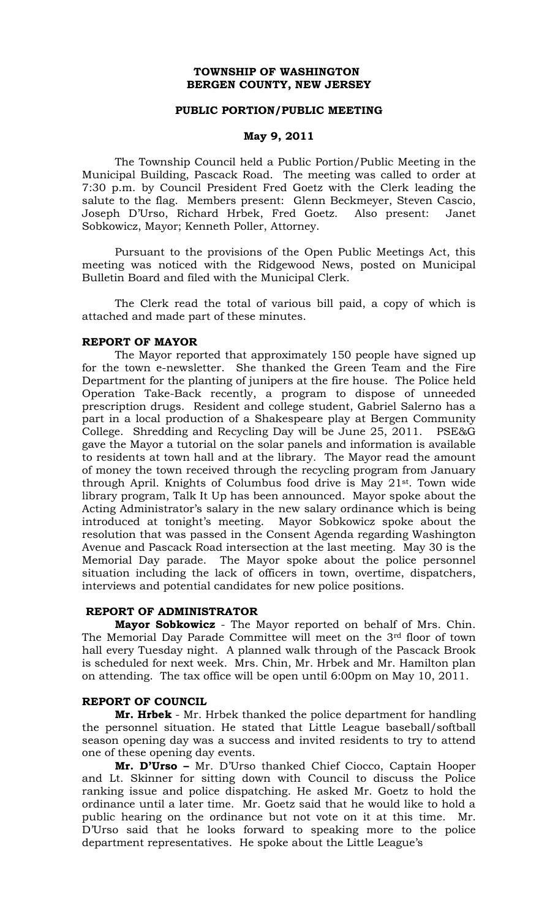**TOWNSHIP OF WASHINGTON**
**BERGEN COUNTY, NEW JERSEY**

**PUBLIC PORTION/PUBLIC MEETING**

**May 9, 2011**

The Township Council held a Public Portion/Public Meeting in the Municipal Building, Pascack Road. The meeting was called to order at 7:30 p.m. by Council President Fred Goetz with the Clerk leading the salute to the flag. Members present: Glenn Beckmeyer, Steven Cascio, Joseph D'Urso, Richard Hrbek, Fred Goetz. Also present: Janet Sobkowicz, Mayor; Kenneth Poller, Attorney.

Pursuant to the provisions of the Open Public Meetings Act, this meeting was noticed with the Ridgewood News, posted on Municipal Bulletin Board and filed with the Municipal Clerk.

The Clerk read the total of various bill paid, a copy of which is attached and made part of these minutes.

**REPORT OF MAYOR**

The Mayor reported that approximately 150 people have signed up for the town e-newsletter. She thanked the Green Team and the Fire Department for the planting of junipers at the fire house. The Police held Operation Take-Back recently, a program to dispose of unneeded prescription drugs. Resident and college student, Gabriel Salerno has a part in a local production of a Shakespeare play at Bergen Community College. Shredding and Recycling Day will be June 25, 2011. PSE&G gave the Mayor a tutorial on the solar panels and information is available to residents at town hall and at the library. The Mayor read the amount of money the town received through the recycling program from January through April. Knights of Columbus food drive is May 21st. Town wide library program, Talk It Up has been announced. Mayor spoke about the Acting Administrator's salary in the new salary ordinance which is being introduced at tonight's meeting. Mayor Sobkowicz spoke about the resolution that was passed in the Consent Agenda regarding Washington Avenue and Pascack Road intersection at the last meeting. May 30 is the Memorial Day parade. The Mayor spoke about the police personnel situation including the lack of officers in town, overtime, dispatchers, interviews and potential candidates for new police positions.

**REPORT OF ADMINISTRATOR**

**Mayor Sobkowicz** - The Mayor reported on behalf of Mrs. Chin. The Memorial Day Parade Committee will meet on the 3rd floor of town hall every Tuesday night. A planned walk through of the Pascack Brook is scheduled for next week. Mrs. Chin, Mr. Hrbek and Mr. Hamilton plan on attending. The tax office will be open until 6:00pm on May 10, 2011.

**REPORT OF COUNCIL**

**Mr. Hrbek** - Mr. Hrbek thanked the police department for handling the personnel situation. He stated that Little League baseball/softball season opening day was a success and invited residents to try to attend one of these opening day events.

**Mr. D'Urso –** Mr. D'Urso thanked Chief Ciocco, Captain Hooper and Lt. Skinner for sitting down with Council to discuss the Police ranking issue and police dispatching. He asked Mr. Goetz to hold the ordinance until a later time. Mr. Goetz said that he would like to hold a public hearing on the ordinance but not vote on it at this time. Mr. D'Urso said that he looks forward to speaking more to the police department representatives. He spoke about the Little League's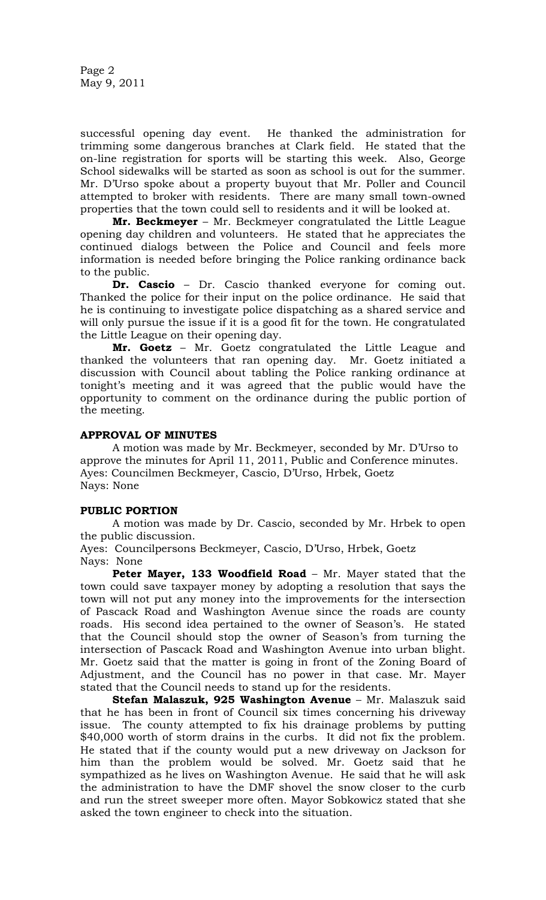successful opening day event. He thanked the administration for trimming some dangerous branches at Clark field. He stated that the on-line registration for sports will be starting this week. Also, George School sidewalks will be started as soon as school is out for the summer. Mr. D'Urso spoke about a property buyout that Mr. Poller and Council attempted to broker with residents. There are many small town-owned properties that the town could sell to residents and it will be looked at.

**Mr. Beckmeyer** – Mr. Beckmeyer congratulated the Little League opening day children and volunteers. He stated that he appreciates the continued dialogs between the Police and Council and feels more information is needed before bringing the Police ranking ordinance back to the public.

**Dr. Cascio** – Dr. Cascio thanked everyone for coming out. Thanked the police for their input on the police ordinance. He said that he is continuing to investigate police dispatching as a shared service and will only pursue the issue if it is a good fit for the town. He congratulated the Little League on their opening day.

**Mr. Goetz** – Mr. Goetz congratulated the Little League and thanked the volunteers that ran opening day. Mr. Goetz initiated a discussion with Council about tabling the Police ranking ordinance at tonight's meeting and it was agreed that the public would have the opportunity to comment on the ordinance during the public portion of the meeting.

**APPROVAL OF MINUTES**

A motion was made by Mr. Beckmeyer, seconded by Mr. D'Urso to approve the minutes for April 11, 2011, Public and Conference minutes.
Ayes: Councilmen Beckmeyer, Cascio, D'Urso, Hrbek, Goetz
Nays: None

**PUBLIC PORTION**

A motion was made by Dr. Cascio, seconded by Mr. Hrbek to open the public discussion.
Ayes: Councilpersons Beckmeyer, Cascio, D'Urso, Hrbek, Goetz
Nays: None

**Peter Mayer, 133 Woodfield Road** – Mr. Mayer stated that the town could save taxpayer money by adopting a resolution that says the town will not put any money into the improvements for the intersection of Pascack Road and Washington Avenue since the roads are county roads. His second idea pertained to the owner of Season's. He stated that the Council should stop the owner of Season's from turning the intersection of Pascack Road and Washington Avenue into urban blight. Mr. Goetz said that the matter is going in front of the Zoning Board of Adjustment, and the Council has no power in that case. Mr. Mayer stated that the Council needs to stand up for the residents.

**Stefan Malaszuk, 925 Washington Avenue** – Mr. Malaszuk said that he has been in front of Council six times concerning his driveway issue. The county attempted to fix his drainage problems by putting $40,000 worth of storm drains in the curbs. It did not fix the problem. He stated that if the county would put a new driveway on Jackson for him than the problem would be solved. Mr. Goetz said that he sympathized as he lives on Washington Avenue. He said that he will ask the administration to have the DMF shovel the snow closer to the curb and run the street sweeper more often. Mayor Sobkowicz stated that she asked the town engineer to check into the situation.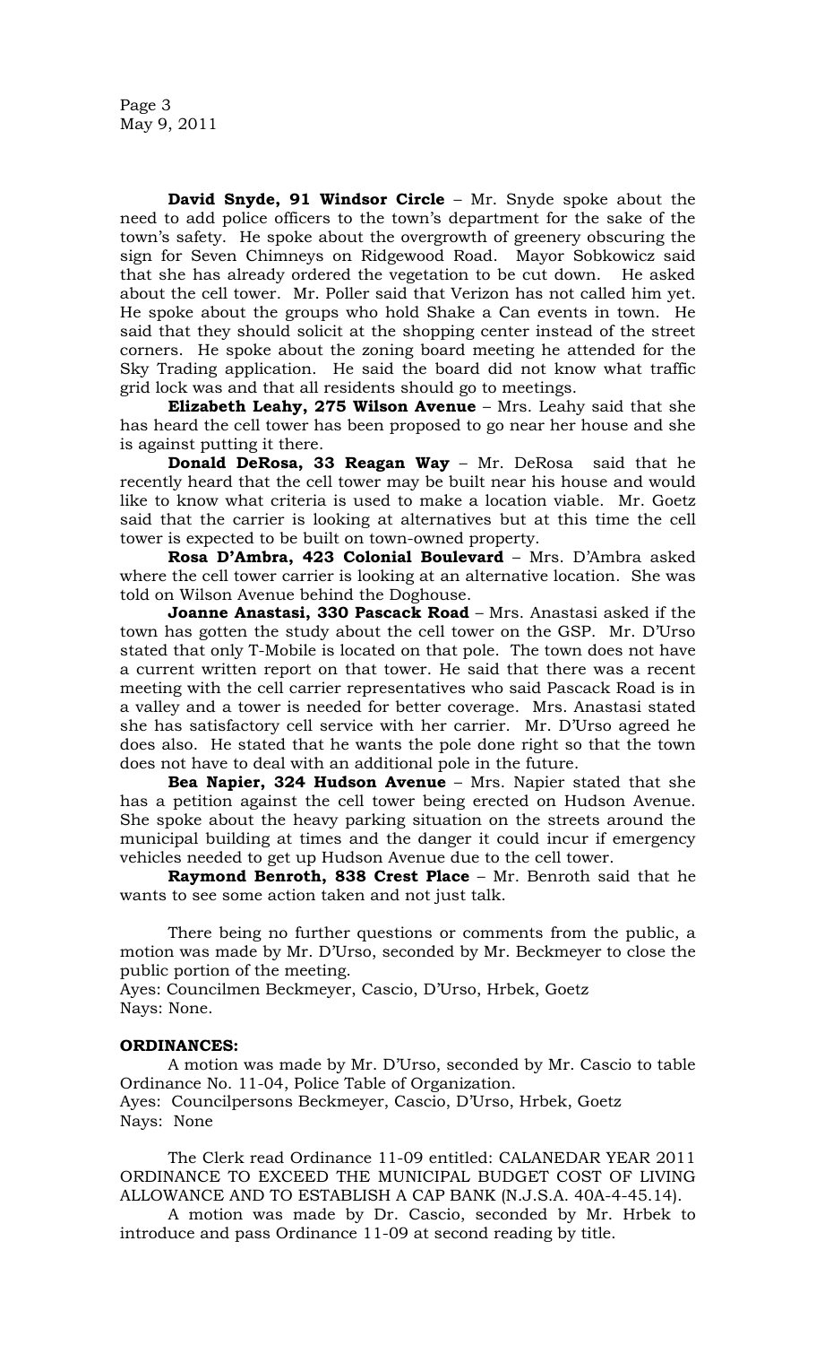**David Snyde, 91 Windsor Circle** – Mr. Snyde spoke about the need to add police officers to the town's department for the sake of the town's safety. He spoke about the overgrowth of greenery obscuring the sign for Seven Chimneys on Ridgewood Road. Mayor Sobkowicz said that she has already ordered the vegetation to be cut down. He asked about the cell tower. Mr. Poller said that Verizon has not called him yet. He spoke about the groups who hold Shake a Can events in town. He said that they should solicit at the shopping center instead of the street corners. He spoke about the zoning board meeting he attended for the Sky Trading application. He said the board did not know what traffic grid lock was and that all residents should go to meetings.

**Elizabeth Leahy, 275 Wilson Avenue** – Mrs. Leahy said that she has heard the cell tower has been proposed to go near her house and she is against putting it there.

**Donald DeRosa, 33 Reagan Way** – Mr. DeRosa said that he recently heard that the cell tower may be built near his house and would like to know what criteria is used to make a location viable. Mr. Goetz said that the carrier is looking at alternatives but at this time the cell tower is expected to be built on town-owned property.

**Rosa D'Ambra, 423 Colonial Boulevard** – Mrs. D'Ambra asked where the cell tower carrier is looking at an alternative location. She was told on Wilson Avenue behind the Doghouse.

**Joanne Anastasi, 330 Pascack Road** – Mrs. Anastasi asked if the town has gotten the study about the cell tower on the GSP. Mr. D'Urso stated that only T-Mobile is located on that pole. The town does not have a current written report on that tower. He said that there was a recent meeting with the cell carrier representatives who said Pascack Road is in a valley and a tower is needed for better coverage. Mrs. Anastasi stated she has satisfactory cell service with her carrier. Mr. D'Urso agreed he does also. He stated that he wants the pole done right so that the town does not have to deal with an additional pole in the future.

**Bea Napier, 324 Hudson Avenue** – Mrs. Napier stated that she has a petition against the cell tower being erected on Hudson Avenue. She spoke about the heavy parking situation on the streets around the municipal building at times and the danger it could incur if emergency vehicles needed to get up Hudson Avenue due to the cell tower.

**Raymond Benroth, 838 Crest Place** – Mr. Benroth said that he wants to see some action taken and not just talk.

There being no further questions or comments from the public, a motion was made by Mr. D'Urso, seconded by Mr. Beckmeyer to close the public portion of the meeting.
Ayes: Councilmen Beckmeyer, Cascio, D'Urso, Hrbek, Goetz
Nays: None.

**ORDINANCES:**

A motion was made by Mr. D'Urso, seconded by Mr. Cascio to table Ordinance No. 11-04, Police Table of Organization.
Ayes: Councilpersons Beckmeyer, Cascio, D'Urso, Hrbek, Goetz
Nays: None

The Clerk read Ordinance 11-09 entitled: CALANEDAR YEAR 2011 ORDINANCE TO EXCEED THE MUNICIPAL BUDGET COST OF LIVING ALLOWANCE AND TO ESTABLISH A CAP BANK (N.J.S.A. 40A-4-45.14).

A motion was made by Dr. Cascio, seconded by Mr. Hrbek to introduce and pass Ordinance 11-09 at second reading by title.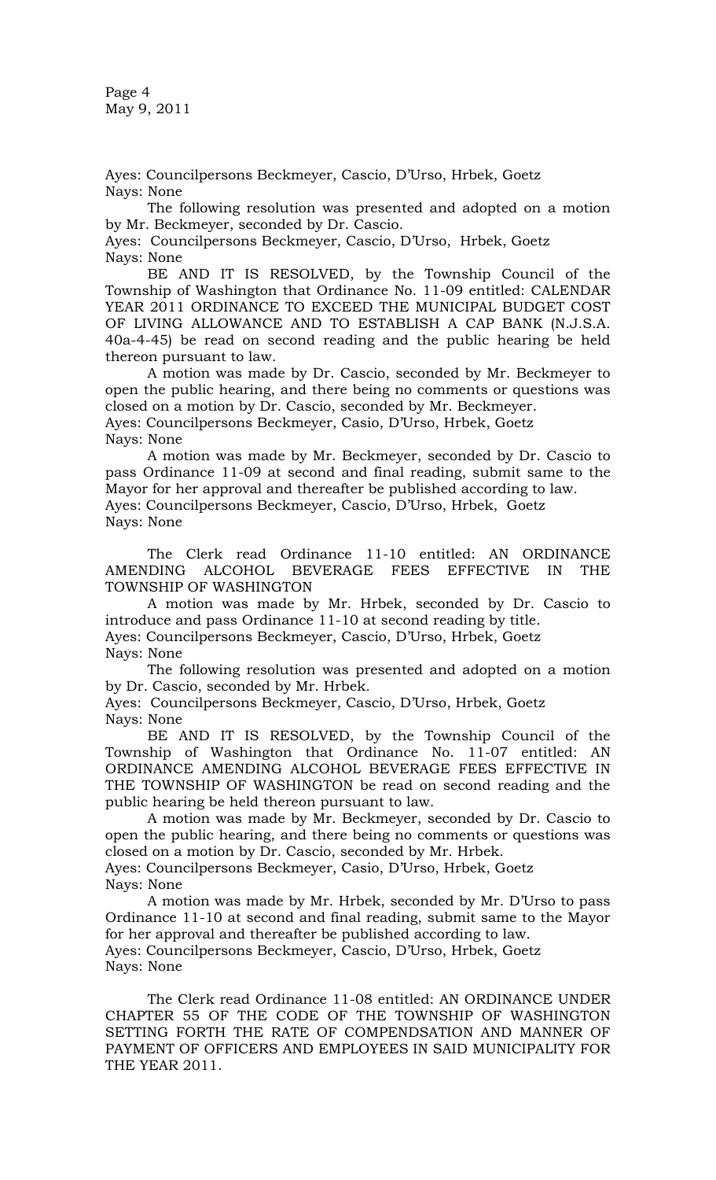Ayes: Councilpersons Beckmeyer, Cascio, D'Urso, Hrbek, Goetz
Nays: None

The following resolution was presented and adopted on a motion by Mr. Beckmeyer, seconded by Dr. Cascio.

Ayes: Councilpersons Beckmeyer, Cascio, D'Urso, Hrbek, Goetz
Nays: None

BE AND IT IS RESOLVED, by the Township Council of the Township of Washington that Ordinance No. 11-09 entitled: CALENDAR YEAR 2011 ORDINANCE TO EXCEED THE MUNICIPAL BUDGET COST OF LIVING ALLOWANCE AND TO ESTABLISH A CAP BANK (N.J.S.A. 40a-4-45) be read on second reading and the public hearing be held thereon pursuant to law.

A motion was made by Dr. Cascio, seconded by Mr. Beckmeyer to open the public hearing, and there being no comments or questions was closed on a motion by Dr. Cascio, seconded by Mr. Beckmeyer.

Ayes: Councilpersons Beckmeyer, Casio, D'Urso, Hrbek, Goetz
Nays: None

A motion was made by Mr. Beckmeyer, seconded by Dr. Cascio to pass Ordinance 11-09 at second and final reading, submit same to the Mayor for her approval and thereafter be published according to law.

Ayes: Councilpersons Beckmeyer, Cascio, D'Urso, Hrbek, Goetz
Nays: None

The Clerk read Ordinance 11-10 entitled: AN ORDINANCE AMENDING ALCOHOL BEVERAGE FEES EFFECTIVE IN THE TOWNSHIP OF WASHINGTON

A motion was made by Mr. Hrbek, seconded by Dr. Cascio to introduce and pass Ordinance 11-10 at second reading by title.

Ayes: Councilpersons Beckmeyer, Cascio, D'Urso, Hrbek, Goetz
Nays: None

The following resolution was presented and adopted on a motion by Dr. Cascio, seconded by Mr. Hrbek.

Ayes: Councilpersons Beckmeyer, Cascio, D'Urso, Hrbek, Goetz
Nays: None

BE AND IT IS RESOLVED, by the Township Council of the Township of Washington that Ordinance No. 11-07 entitled: AN ORDINANCE AMENDING ALCOHOL BEVERAGE FEES EFFECTIVE IN THE TOWNSHIP OF WASHINGTON be read on second reading and the public hearing be held thereon pursuant to law.

A motion was made by Mr. Beckmeyer, seconded by Dr. Cascio to open the public hearing, and there being no comments or questions was closed on a motion by Dr. Cascio, seconded by Mr. Hrbek.

Ayes: Councilpersons Beckmeyer, Casio, D'Urso, Hrbek, Goetz
Nays: None

A motion was made by Mr. Hrbek, seconded by Mr. D'Urso to pass Ordinance 11-10 at second and final reading, submit same to the Mayor for her approval and thereafter be published according to law.

Ayes: Councilpersons Beckmeyer, Cascio, D'Urso, Hrbek, Goetz
Nays: None

The Clerk read Ordinance 11-08 entitled: AN ORDINANCE UNDER CHAPTER 55 OF THE CODE OF THE TOWNSHIP OF WASHINGTON SETTING FORTH THE RATE OF COMPENDSATION AND MANNER OF PAYMENT OF OFFICERS AND EMPLOYEES IN SAID MUNICIPALITY FOR THE YEAR 2011.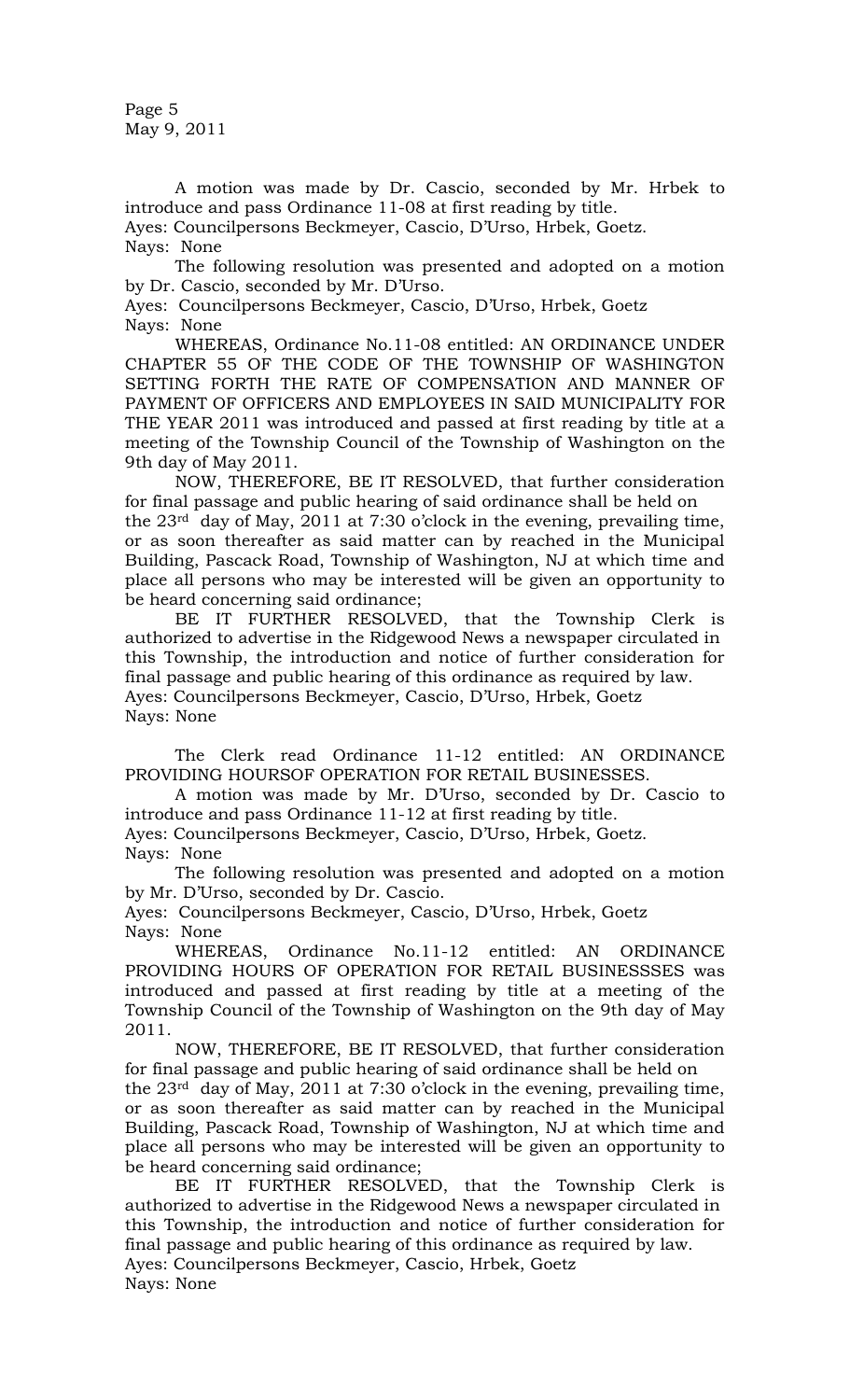A motion was made by Dr. Cascio, seconded by Mr. Hrbek to introduce and pass Ordinance 11-08 at first reading by title.

Ayes: Councilpersons Beckmeyer, Cascio, D'Urso, Hrbek, Goetz.

Nays: None

The following resolution was presented and adopted on a motion by Dr. Cascio, seconded by Mr. D'Urso.

Ayes: Councilpersons Beckmeyer, Cascio, D'Urso, Hrbek, Goetz

Nays: None

WHEREAS, Ordinance No.11-08 entitled: AN ORDINANCE UNDER CHAPTER 55 OF THE CODE OF THE TOWNSHIP OF WASHINGTON SETTING FORTH THE RATE OF COMPENSATION AND MANNER OF PAYMENT OF OFFICERS AND EMPLOYEES IN SAID MUNICIPALITY FOR THE YEAR 2011 was introduced and passed at first reading by title at a meeting of the Township Council of the Township of Washington on the 9th day of May 2011.

NOW, THEREFORE, BE IT RESOLVED, that further consideration for final passage and public hearing of said ordinance shall be held on the 23rd day of May, 2011 at 7:30 o'clock in the evening, prevailing time, or as soon thereafter as said matter can by reached in the Municipal Building, Pascack Road, Township of Washington, NJ at which time and place all persons who may be interested will be given an opportunity to be heard concerning said ordinance;

BE IT FURTHER RESOLVED, that the Township Clerk is authorized to advertise in the Ridgewood News a newspaper circulated in this Township, the introduction and notice of further consideration for final passage and public hearing of this ordinance as required by law.

Ayes: Councilpersons Beckmeyer, Cascio, D'Urso, Hrbek, Goetz

Nays: None

The Clerk read Ordinance 11-12 entitled: AN ORDINANCE PROVIDING HOURSOF OPERATION FOR RETAIL BUSINESSES.

A motion was made by Mr. D'Urso, seconded by Dr. Cascio to introduce and pass Ordinance 11-12 at first reading by title.

Ayes: Councilpersons Beckmeyer, Cascio, D'Urso, Hrbek, Goetz.

Nays: None

The following resolution was presented and adopted on a motion by Mr. D'Urso, seconded by Dr. Cascio.

Ayes: Councilpersons Beckmeyer, Cascio, D'Urso, Hrbek, Goetz

Nays: None

WHEREAS, Ordinance No.11-12 entitled: AN ORDINANCE PROVIDING HOURS OF OPERATION FOR RETAIL BUSINESSSES was introduced and passed at first reading by title at a meeting of the Township Council of the Township of Washington on the 9th day of May 2011.

NOW, THEREFORE, BE IT RESOLVED, that further consideration for final passage and public hearing of said ordinance shall be held on the 23rd day of May, 2011 at 7:30 o'clock in the evening, prevailing time, or as soon thereafter as said matter can by reached in the Municipal Building, Pascack Road, Township of Washington, NJ at which time and place all persons who may be interested will be given an opportunity to be heard concerning said ordinance;

BE IT FURTHER RESOLVED, that the Township Clerk is authorized to advertise in the Ridgewood News a newspaper circulated in this Township, the introduction and notice of further consideration for final passage and public hearing of this ordinance as required by law.

Ayes: Councilpersons Beckmeyer, Cascio, Hrbek, Goetz

Nays: None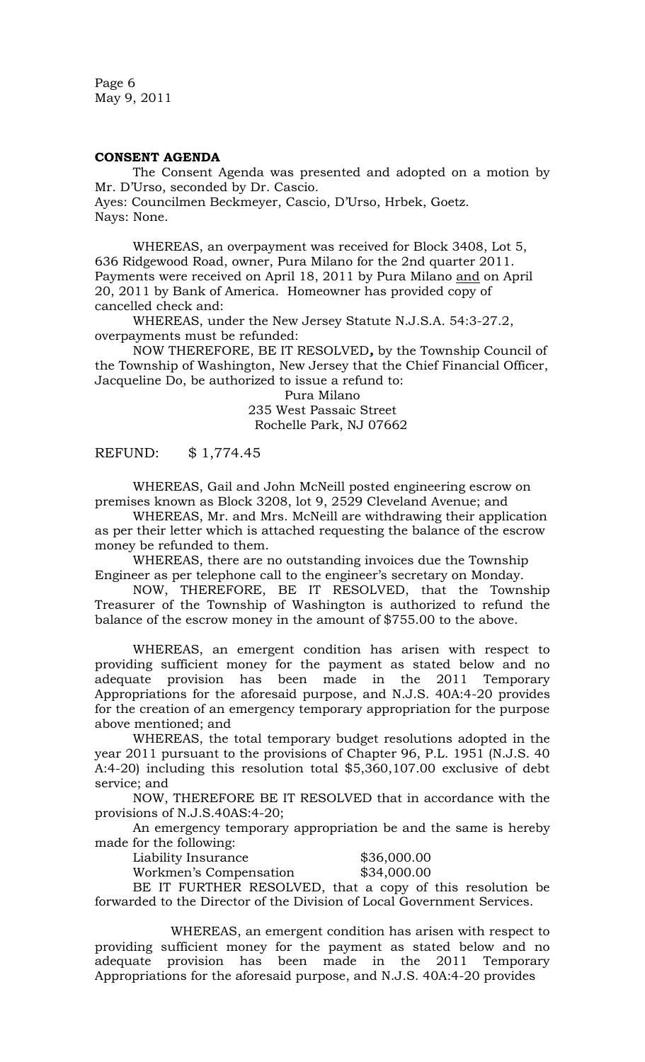**CONSENT AGENDA**

The Consent Agenda was presented and adopted on a motion by Mr. D'Urso, seconded by Dr. Cascio.
Ayes: Councilmen Beckmeyer, Cascio, D'Urso, Hrbek, Goetz.
Nays: None.

WHEREAS, an overpayment was received for Block 3408, Lot 5, 636 Ridgewood Road, owner, Pura Milano for the 2nd quarter 2011. Payments were received on April 18, 2011 by Pura Milano <u>and</u> on April 20, 2011 by Bank of America. Homeowner has provided copy of cancelled check and:

WHEREAS, under the New Jersey Statute N.J.S.A. 54:3-27.2, overpayments must be refunded:

NOW THEREFORE, BE IT RESOLVED**,** by the Township Council of the Township of Washington, New Jersey that the Chief Financial Officer, Jacqueline Do, be authorized to issue a refund to:

Pura Milano
235 West Passaic Street
Rochelle Park, NJ 07662

REFUND: $ 1,774.45

WHEREAS, Gail and John McNeill posted engineering escrow on premises known as Block 3208, lot 9, 2529 Cleveland Avenue; and

WHEREAS, Mr. and Mrs. McNeill are withdrawing their application as per their letter which is attached requesting the balance of the escrow money be refunded to them.

WHEREAS, there are no outstanding invoices due the Township Engineer as per telephone call to the engineer's secretary on Monday.

NOW, THEREFORE, BE IT RESOLVED, that the Township Treasurer of the Township of Washington is authorized to refund the balance of the escrow money in the amount of $755.00 to the above.

WHEREAS, an emergent condition has arisen with respect to providing sufficient money for the payment as stated below and no adequate provision has been made in the 2011 Temporary Appropriations for the aforesaid purpose, and N.J.S. 40A:4-20 provides for the creation of an emergency temporary appropriation for the purpose above mentioned; and

WHEREAS, the total temporary budget resolutions adopted in the year 2011 pursuant to the provisions of Chapter 96, P.L. 1951 (N.J.S. 40 A:4-20) including this resolution total $5,360,107.00 exclusive of debt service; and

NOW, THEREFORE BE IT RESOLVED that in accordance with the provisions of N.J.S.40AS:4-20;

An emergency temporary appropriation be and the same is hereby made for the following:

Liability Insurance $36,000.00
Workmen's Compensation $34,000.00

BE IT FURTHER RESOLVED, that a copy of this resolution be forwarded to the Director of the Division of Local Government Services.

WHEREAS, an emergent condition has arisen with respect to providing sufficient money for the payment as stated below and no adequate provision has been made in the 2011 Temporary Appropriations for the aforesaid purpose, and N.J.S. 40A:4-20 provides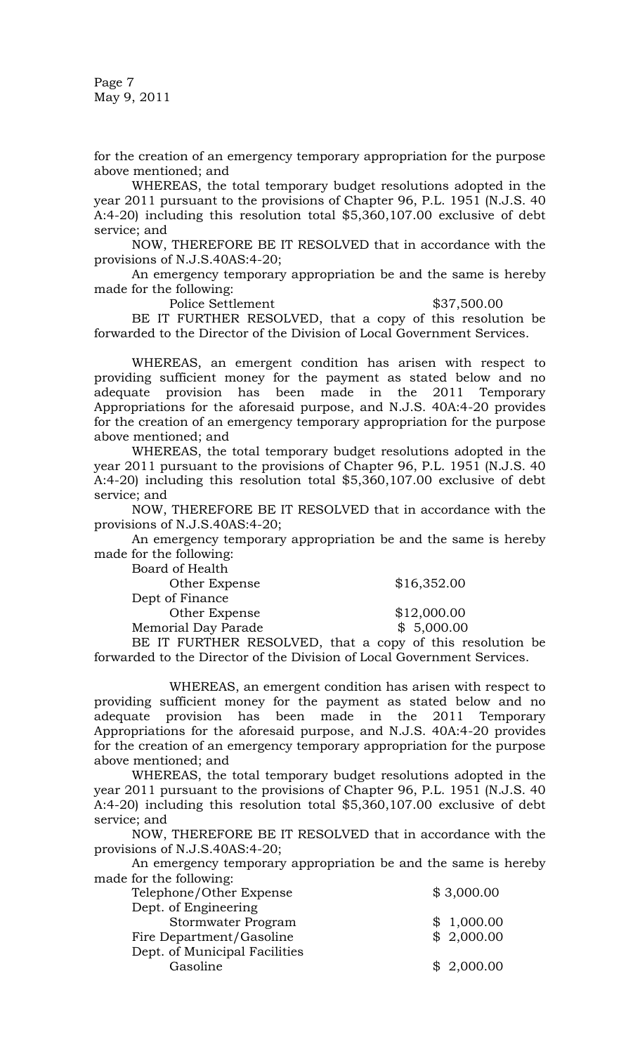for the creation of an emergency temporary appropriation for the purpose above mentioned; and

WHEREAS, the total temporary budget resolutions adopted in the year 2011 pursuant to the provisions of Chapter 96, P.L. 1951 (N.J.S. 40 A:4-20) including this resolution total $5,360,107.00 exclusive of debt service; and

NOW, THEREFORE BE IT RESOLVED that in accordance with the provisions of N.J.S.40AS:4-20;

An emergency temporary appropriation be and the same is hereby made for the following:

| | |
|---|---|
| Police Settlement | $37,500.00 |

BE IT FURTHER RESOLVED, that a copy of this resolution be forwarded to the Director of the Division of Local Government Services.

WHEREAS, an emergent condition has arisen with respect to providing sufficient money for the payment as stated below and no adequate provision has been made in the 2011 Temporary Appropriations for the aforesaid purpose, and N.J.S. 40A:4-20 provides for the creation of an emergency temporary appropriation for the purpose above mentioned; and

WHEREAS, the total temporary budget resolutions adopted in the year 2011 pursuant to the provisions of Chapter 96, P.L. 1951 (N.J.S. 40 A:4-20) including this resolution total $5,360,107.00 exclusive of debt service; and

NOW, THEREFORE BE IT RESOLVED that in accordance with the provisions of N.J.S.40AS:4-20;

An emergency temporary appropriation be and the same is hereby made for the following:

| | |
|---|---|
| Board of Health | |
| Other Expense | $16,352.00 |
| Dept of Finance | |
| Other Expense | $12,000.00 |
| Memorial Day Parade | $ 5,000.00 |

BE IT FURTHER RESOLVED, that a copy of this resolution be forwarded to the Director of the Division of Local Government Services.

WHEREAS, an emergent condition has arisen with respect to providing sufficient money for the payment as stated below and no adequate provision has been made in the 2011 Temporary Appropriations for the aforesaid purpose, and N.J.S. 40A:4-20 provides for the creation of an emergency temporary appropriation for the purpose above mentioned; and

WHEREAS, the total temporary budget resolutions adopted in the year 2011 pursuant to the provisions of Chapter 96, P.L. 1951 (N.J.S. 40 A:4-20) including this resolution total $5,360,107.00 exclusive of debt service; and

NOW, THEREFORE BE IT RESOLVED that in accordance with the provisions of N.J.S.40AS:4-20;

An emergency temporary appropriation be and the same is hereby made for the following:

| | |
|---|---|
| Telephone/Other Expense | $ 3,000.00 |
| Dept. of Engineering | |
| Stormwater Program | $ 1,000.00 |
| Fire Department/Gasoline | $ 2,000.00 |
| Dept. of Municipal Facilities | |
| Gasoline | $ 2,000.00 |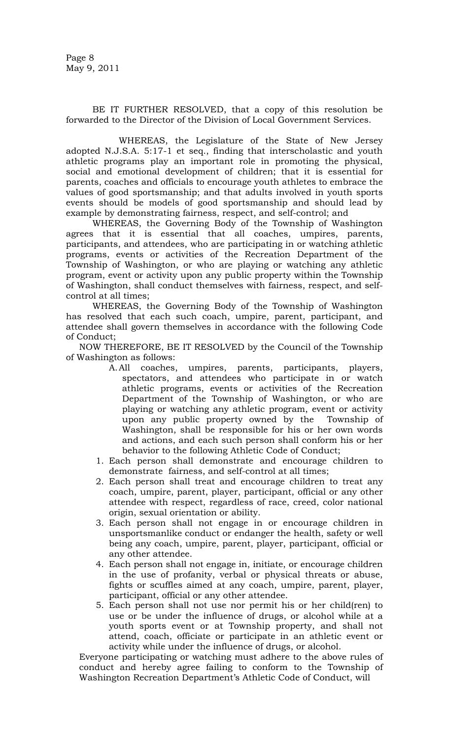BE IT FURTHER RESOLVED, that a copy of this resolution be forwarded to the Director of the Division of Local Government Services.

WHEREAS, the Legislature of the State of New Jersey adopted N.J.S.A. 5:17-1 et seq., finding that interscholastic and youth athletic programs play an important role in promoting the physical, social and emotional development of children; that it is essential for parents, coaches and officials to encourage youth athletes to embrace the values of good sportsmanship; and that adults involved in youth sports events should be models of good sportsmanship and should lead by example by demonstrating fairness, respect, and self-control; and

WHEREAS, the Governing Body of the Township of Washington agrees that it is essential that all coaches, umpires, parents, participants, and attendees, who are participating in or watching athletic programs, events or activities of the Recreation Department of the Township of Washington, or who are playing or watching any athletic program, event or activity upon any public property within the Township of Washington, shall conduct themselves with fairness, respect, and self-control at all times;

WHEREAS, the Governing Body of the Township of Washington has resolved that each such coach, umpire, parent, participant, and attendee shall govern themselves in accordance with the following Code of Conduct;

NOW THEREFORE, BE IT RESOLVED by the Council of the Township of Washington as follows:

A. All coaches, umpires, parents, participants, players, spectators, and attendees who participate in or watch athletic programs, events or activities of the Recreation Department of the Township of Washington, or who are playing or watching any athletic program, event or activity upon any public property owned by the Township of Washington, shall be responsible for his or her own words and actions, and each such person shall conform his or her behavior to the following Athletic Code of Conduct;

1. Each person shall demonstrate and encourage children to demonstrate fairness, and self-control at all times;
2. Each person shall treat and encourage children to treat any coach, umpire, parent, player, participant, official or any other attendee with respect, regardless of race, creed, color national origin, sexual orientation or ability.
3. Each person shall not engage in or encourage children in unsportsmanlike conduct or endanger the health, safety or well being any coach, umpire, parent, player, participant, official or any other attendee.
4. Each person shall not engage in, initiate, or encourage children in the use of profanity, verbal or physical threats or abuse, fights or scuffles aimed at any coach, umpire, parent, player, participant, official or any other attendee.
5. Each person shall not use nor permit his or her child(ren) to use or be under the influence of drugs, or alcohol while at a youth sports event or at Township property, and shall not attend, coach, officiate or participate in an athletic event or activity while under the influence of drugs, or alcohol.

Everyone participating or watching must adhere to the above rules of conduct and hereby agree failing to conform to the Township of Washington Recreation Department's Athletic Code of Conduct, will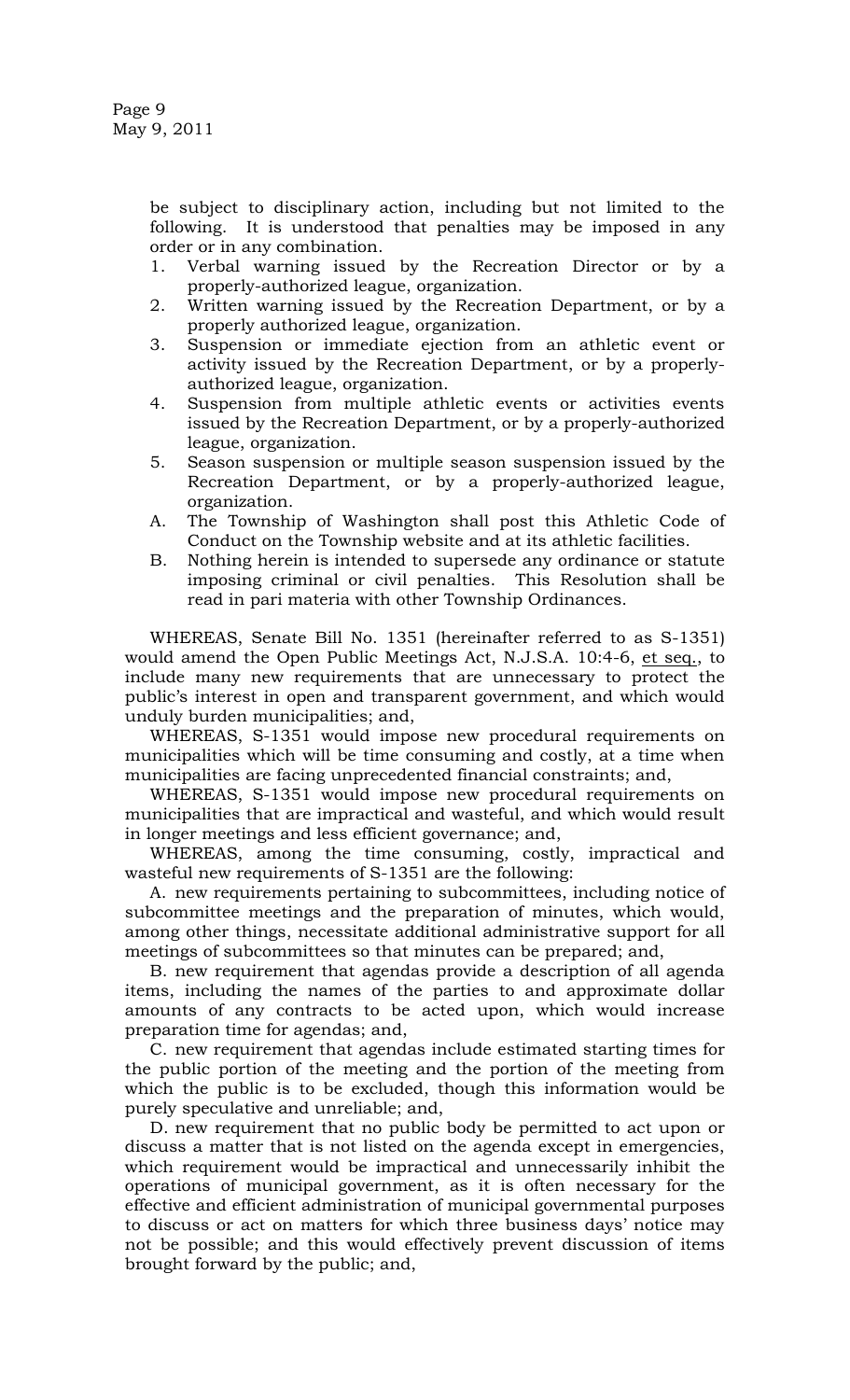be subject to disciplinary action, including but not limited to the following. It is understood that penalties may be imposed in any order or in any combination.

1. Verbal warning issued by the Recreation Director or by a properly-authorized league, organization.
2. Written warning issued by the Recreation Department, or by a properly authorized league, organization.
3. Suspension or immediate ejection from an athletic event or activity issued by the Recreation Department, or by a properly-authorized league, organization.
4. Suspension from multiple athletic events or activities events issued by the Recreation Department, or by a properly-authorized league, organization.
5. Season suspension or multiple season suspension issued by the Recreation Department, or by a properly-authorized league, organization.

A. The Township of Washington shall post this Athletic Code of Conduct on the Township website and at its athletic facilities.

B. Nothing herein is intended to supersede any ordinance or statute imposing criminal or civil penalties. This Resolution shall be read in pari materia with other Township Ordinances.

WHEREAS, Senate Bill No. 1351 (hereinafter referred to as S-1351) would amend the Open Public Meetings Act, N.J.S.A. 10:4-6, et seq., to include many new requirements that are unnecessary to protect the public's interest in open and transparent government, and which would unduly burden municipalities; and,

WHEREAS, S-1351 will impose new procedural requirements on municipalities which will be time consuming and costly, at a time when municipalities are facing unprecedented financial constraints; and,

WHEREAS, S-1351 would impose new procedural requirements on municipalities that are impractical and wasteful, and which would result in longer meetings and less efficient governance; and,

WHEREAS, among the time consuming, costly, impractical and wasteful new requirements of S-1351 are the following:

A. new requirements pertaining to subcommittees, including notice of subcommittee meetings and the preparation of minutes, which would, among other things, necessitate additional administrative support for all meetings of subcommittees so that minutes can be prepared; and,

B. new requirement that agendas provide a description of all agenda items, including the names of the parties to and approximate dollar amounts of any contracts to be acted upon, which would increase preparation time for agendas; and,

C. new requirement that agendas include estimated starting times for the public portion of the meeting and the portion of the meeting from which the public is to be excluded, though this information would be purely speculative and unreliable; and,

D. new requirement that no public body be permitted to act upon or discuss a matter that is not listed on the agenda except in emergencies, which requirement would be impractical and unnecessarily inhibit the operations of municipal government, as it is often necessary for the effective and efficient administration of municipal governmental purposes to discuss or act on matters for which three business days' notice may not be possible; and this would effectively prevent discussion of items brought forward by the public; and,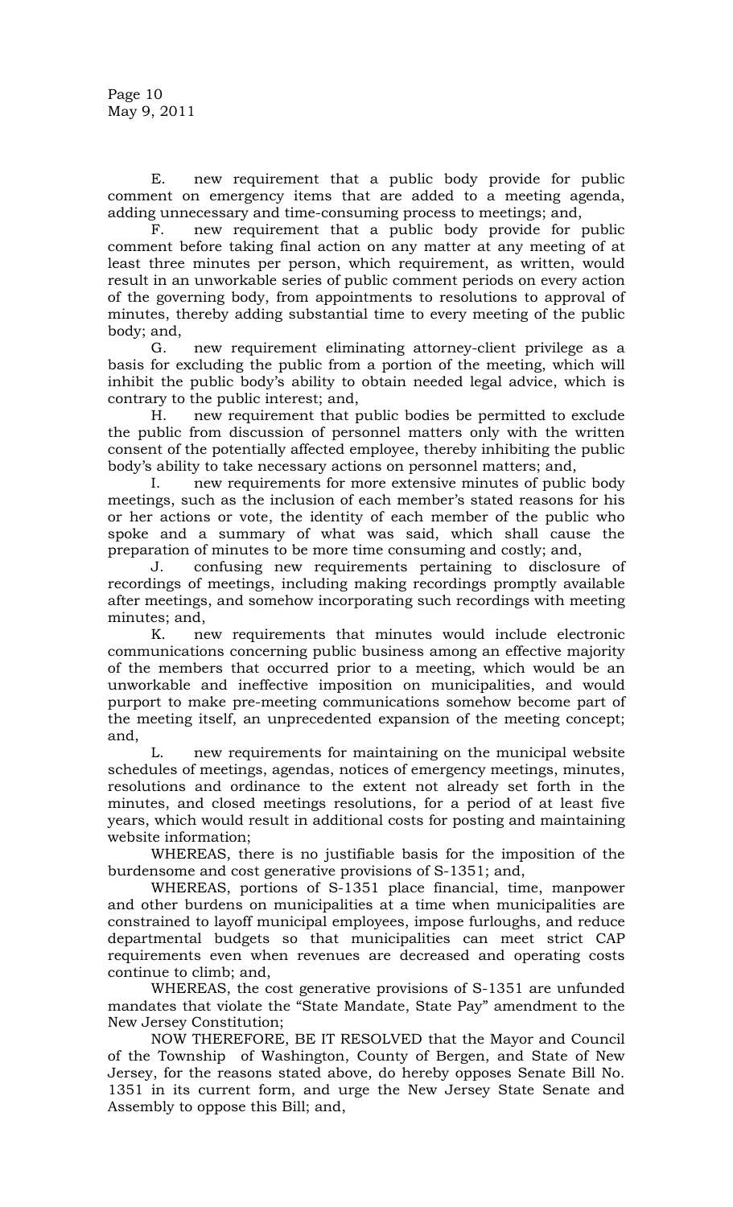E. new requirement that a public body provide for public comment on emergency items that are added to a meeting agenda, adding unnecessary and time-consuming process to meetings; and,

F. new requirement that a public body provide for public comment before taking final action on any matter at any meeting of at least three minutes per person, which requirement, as written, would result in an unworkable series of public comment periods on every action of the governing body, from appointments to resolutions to approval of minutes, thereby adding substantial time to every meeting of the public body; and,

G. new requirement eliminating attorney-client privilege as a basis for excluding the public from a portion of the meeting, which will inhibit the public body's ability to obtain needed legal advice, which is contrary to the public interest; and,

H. new requirement that public bodies be permitted to exclude the public from discussion of personnel matters only with the written consent of the potentially affected employee, thereby inhibiting the public body's ability to take necessary actions on personnel matters; and,

I. new requirements for more extensive minutes of public body meetings, such as the inclusion of each member's stated reasons for his or her actions or vote, the identity of each member of the public who spoke and a summary of what was said, which shall cause the preparation of minutes to be more time consuming and costly; and,

J. confusing new requirements pertaining to disclosure of recordings of meetings, including making recordings promptly available after meetings, and somehow incorporating such recordings with meeting minutes; and,

K. new requirements that minutes would include electronic communications concerning public business among an effective majority of the members that occurred prior to a meeting, which would be an unworkable and ineffective imposition on municipalities, and would purport to make pre-meeting communications somehow become part of the meeting itself, an unprecedented expansion of the meeting concept; and,

L. new requirements for maintaining on the municipal website schedules of meetings, agendas, notices of emergency meetings, minutes, resolutions and ordinance to the extent not already set forth in the minutes, and closed meetings resolutions, for a period of at least five years, which would result in additional costs for posting and maintaining website information;

WHEREAS, there is no justifiable basis for the imposition of the burdensome and cost generative provisions of S-1351; and,

WHEREAS, portions of S-1351 place financial, time, manpower and other burdens on municipalities at a time when municipalities are constrained to layoff municipal employees, impose furloughs, and reduce departmental budgets so that municipalities can meet strict CAP requirements even when revenues are decreased and operating costs continue to climb; and,

WHEREAS, the cost generative provisions of S-1351 are unfunded mandates that violate the "State Mandate, State Pay" amendment to the New Jersey Constitution;

NOW THEREFORE, BE IT RESOLVED that the Mayor and Council of the Township of Washington, County of Bergen, and State of New Jersey, for the reasons stated above, do hereby opposes Senate Bill No. 1351 in its current form, and urge the New Jersey State Senate and Assembly to oppose this Bill; and,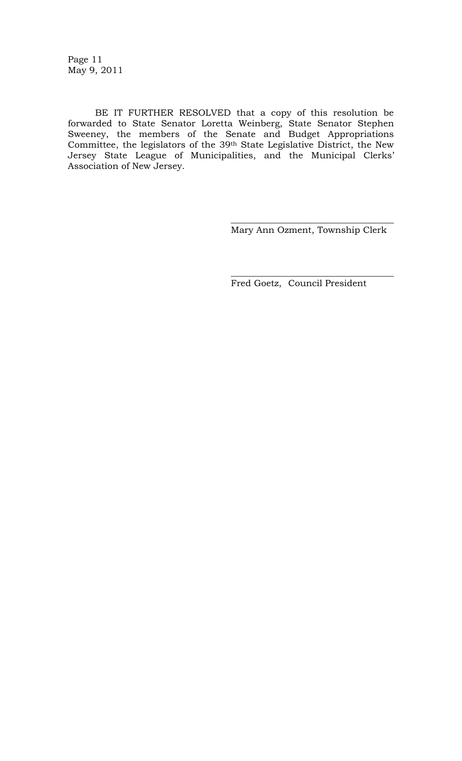BE IT FURTHER RESOLVED that a copy of this resolution be forwarded to State Senator Loretta Weinberg, State Senator Stephen Sweeney, the members of the Senate and Budget Appropriations Committee, the legislators of the 39th State Legislative District, the New Jersey State League of Municipalities, and the Municipal Clerks' Association of New Jersey.

\_\_\_\_\_\_\_\_\_\_\_\_\_\_\_\_\_\_\_\_\_\_\_\_\_\_\_\_\_\_\_\_\_\_\_\_

Mary Ann Ozment, Township Clerk

\_\_\_\_\_\_\_\_\_\_\_\_\_\_\_\_\_\_\_\_\_\_\_\_\_\_\_\_\_\_\_\_\_\_\_\_

Fred Goetz, Council President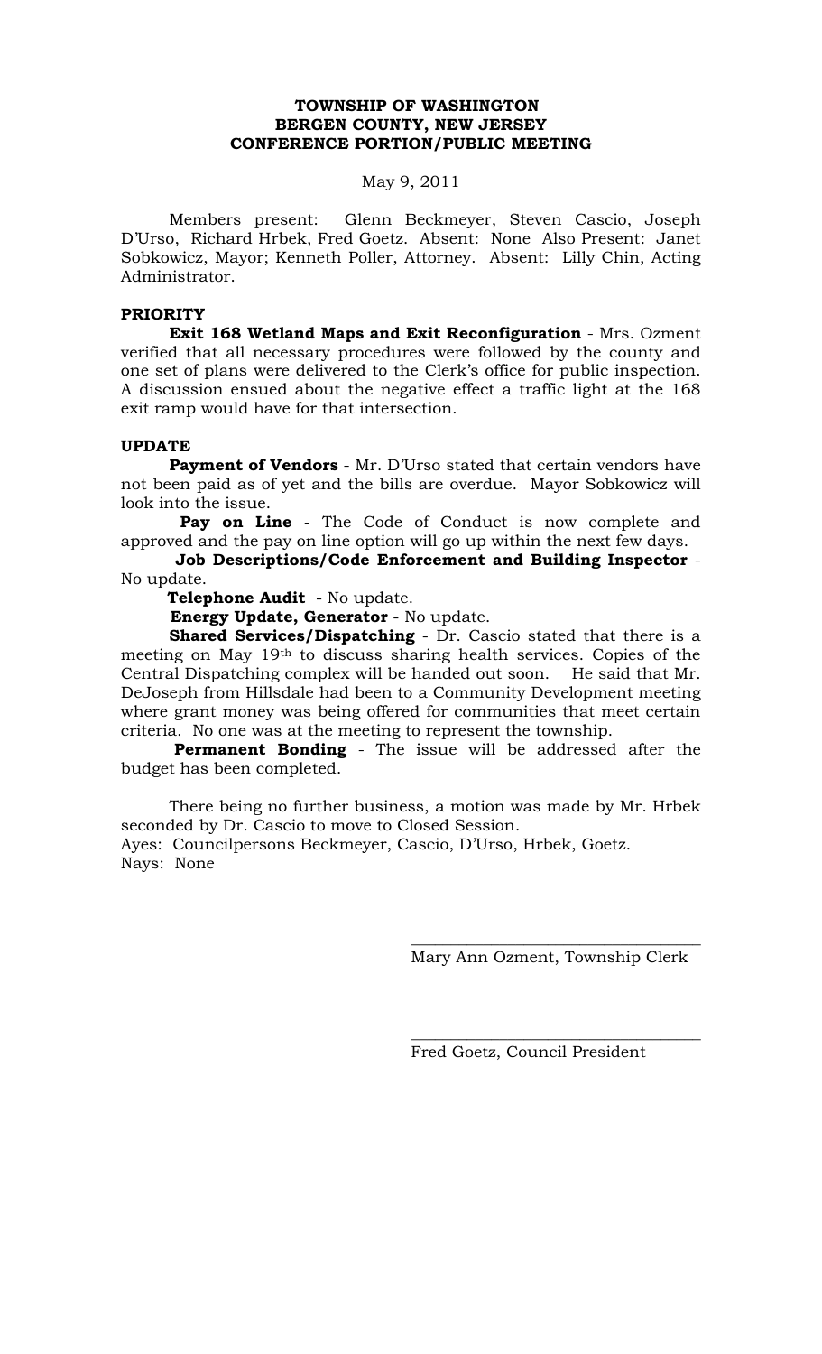**TOWNSHIP OF WASHINGTON**
**BERGEN COUNTY, NEW JERSEY**
**CONFERENCE PORTION/PUBLIC MEETING**

May 9, 2011

Members present: Glenn Beckmeyer, Steven Cascio, Joseph D'Urso, Richard Hrbek, Fred Goetz. Absent: None Also Present: Janet Sobkowicz, Mayor; Kenneth Poller, Attorney. Absent: Lilly Chin, Acting Administrator.

**PRIORITY**

**Exit 168 Wetland Maps and Exit Reconfiguration** - Mrs. Ozment verified that all necessary procedures were followed by the county and one set of plans were delivered to the Clerk's office for public inspection. A discussion ensued about the negative effect a traffic light at the 168 exit ramp would have for that intersection.

**UPDATE**

**Payment of Vendors** - Mr. D'Urso stated that certain vendors have not been paid as of yet and the bills are overdue. Mayor Sobkowicz will look into the issue.

**Pay on Line** - The Code of Conduct is now complete and approved and the pay on line option will go up within the next few days.

**Job Descriptions/Code Enforcement and Building Inspector** - No update.

**Telephone Audit** - No update.

**Energy Update, Generator** - No update.

**Shared Services/Dispatching** - Dr. Cascio stated that there is a meeting on May 19th to discuss sharing health services. Copies of the Central Dispatching complex will be handed out soon. He said that Mr. DeJoseph from Hillsdale had been to a Community Development meeting where grant money was being offered for communities that meet certain criteria. No one was at the meeting to represent the township.

**Permanent Bonding** - The issue will be addressed after the budget has been completed.

There being no further business, a motion was made by Mr. Hrbek seconded by Dr. Cascio to move to Closed Session.
Ayes: Councilpersons Beckmeyer, Cascio, D'Urso, Hrbek, Goetz.
Nays: None

\_\_\_\_\_\_\_\_\_\_\_\_\_\_\_\_\_\_\_\_\_\_\_\_\_\_\_\_\_\_\_\_\_\_\_
Mary Ann Ozment, Township Clerk

\_\_\_\_\_\_\_\_\_\_\_\_\_\_\_\_\_\_\_\_\_\_\_\_\_\_\_\_\_\_\_\_\_\_\_
Fred Goetz, Council President